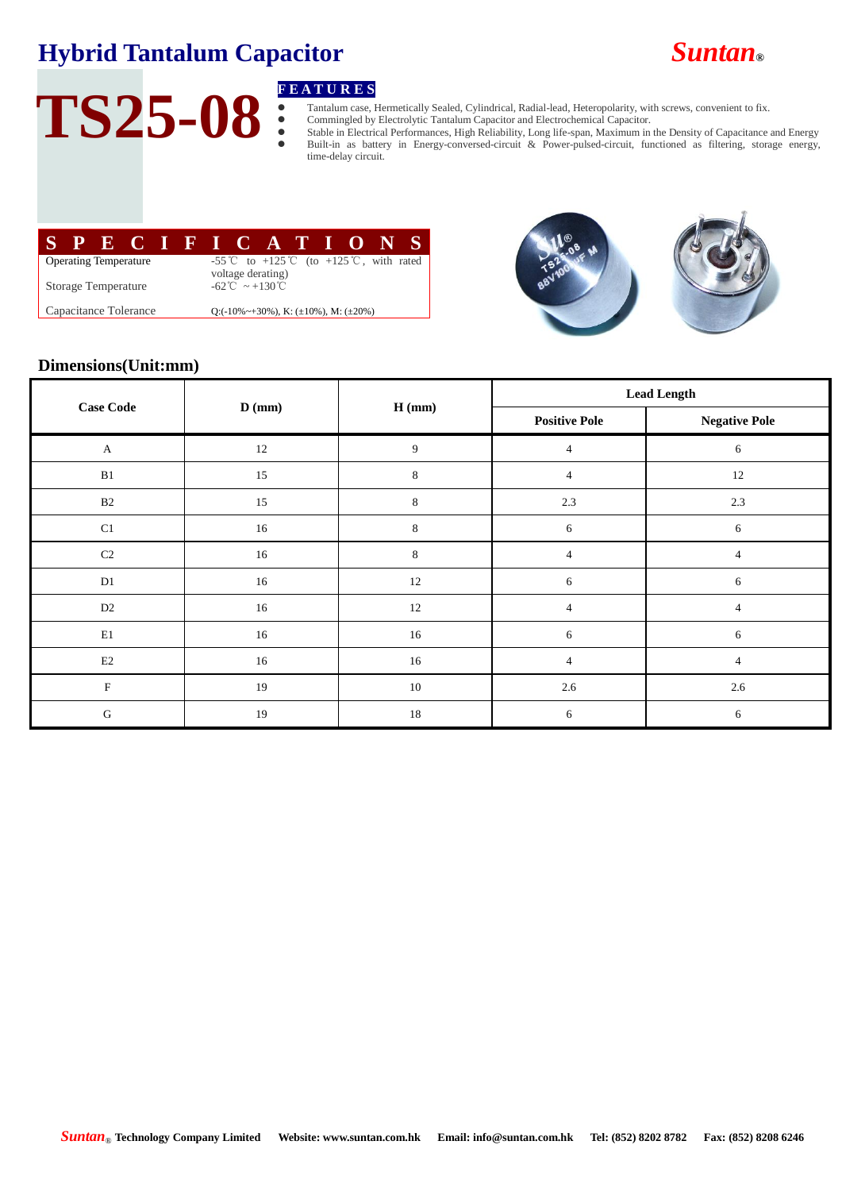# Hybrid Tantalum Capacitor

**Suntan**®

# TS25-08

**FEATURES**

- Tantalum case, Hermetically Sealed, Cylindrical, Radial-lead, Heteropolarity, with screws, convenient to fix.
- Commingled by Electrolytic Tantalum Capacitor and Electrochemical Capacitor.
- Stable in Electrical Performances, High Reliability, Long life-span, Maximum in the Density of Capacitance and Energy
- Built-in as battery in Energy-conversed-circuit & Power-pulsed-circuit, functioned as filtering, storage energy, time-delay circuit.

## SPECIFICATIONS

| | |
|---|---|
| Operating Temperature | -55℃ to +125℃ (to +125℃, with rated voltage derating) |
| Storage Temperature | -62℃ ~+130℃ |
| Capacitance Tolerance | Q:(-10%~+30%), K: (±10%), M: (±20%) |

## Dimensions(Unit:mm)

| Case Code | D (mm) | H (mm) | Lead Length | |
|---|---|---|---|---|
| | | | Positive Pole | Negative Pole |
| A | 12 | 9 | 4 | 6 |
| B1 | 15 | 8 | 4 | 12 |
| B2 | 15 | 8 | 2.3 | 2.3 |
| C1 | 16 | 8 | 6 | 6 |
| C2 | 16 | 8 | 4 | 4 |
| D1 | 16 | 12 | 6 | 6 |
| D2 | 16 | 12 | 4 | 4 |
| E1 | 16 | 16 | 6 | 6 |
| E2 | 16 | 16 | 4 | 4 |
| F | 19 | 10 | 2.6 | 2.6 |
| G | 19 | 18 | 6 | 6 |

**Suntan® Technology Company Limited** **Website: www.suntan.com.hk** **Email: info@suntan.com.hk** **Tel: (852) 8202 8782** **Fax: (852) 8208 6246**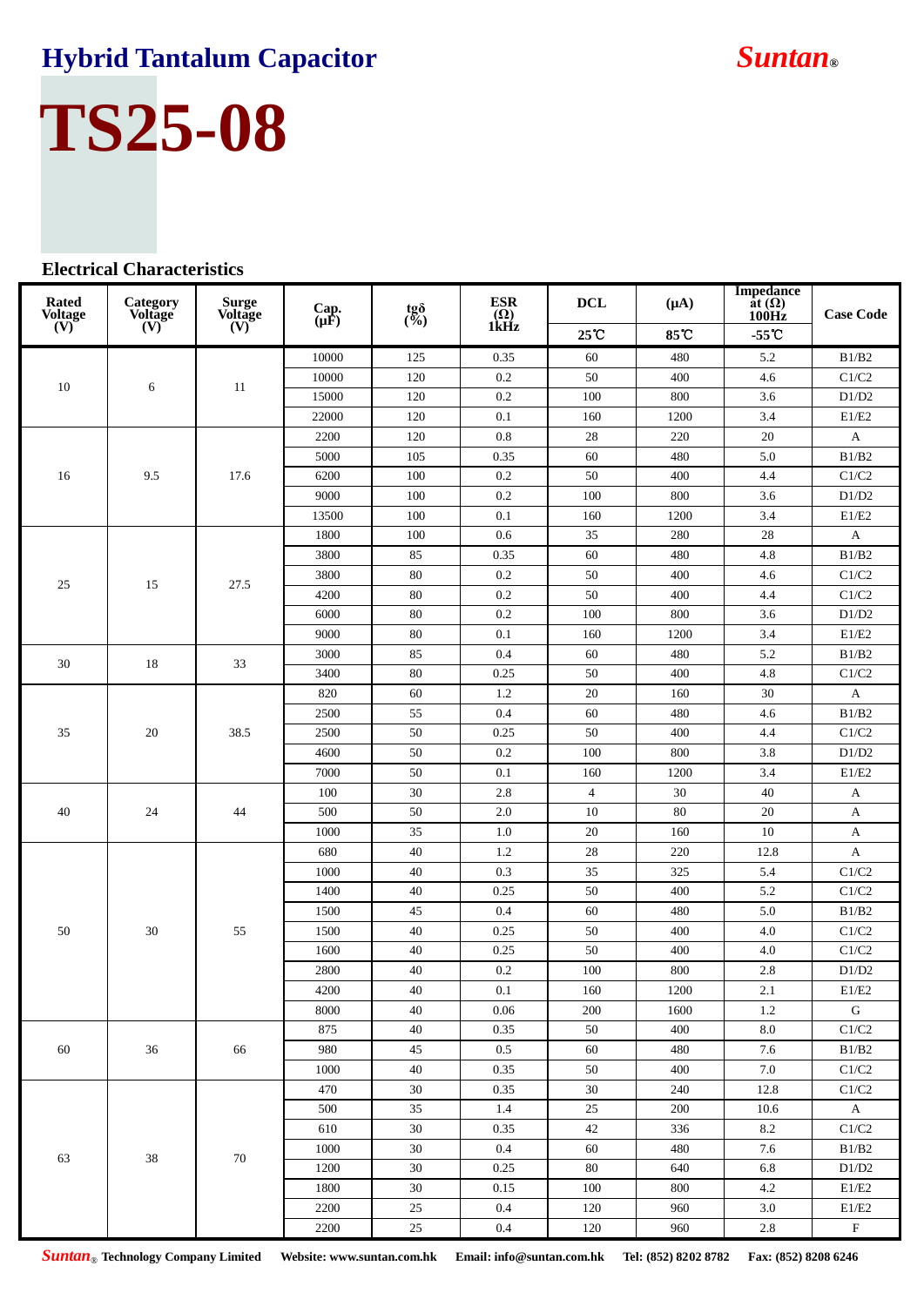# Hybrid Tantalum Capacitor

***Suntan***®

# TS25-08

## Electrical Characteristics

| Rated Voltage (V) | Category Voltage (V) | Surge Voltage (V) | Cap. (μF) | tgδ (%) | ESR (Ω) 1kHz | DCL (μA) 25℃ | DCL (μA) 85℃ | Impedance at (Ω) 100Hz -55℃ | Case Code |
|---|---|---|---|---|---|---|---|---|---|
| 10 | 6 | 11 | 10000 | 125 | 0.35 | 60 | 480 | 5.2 | B1/B2 |
| | | | 10000 | 120 | 0.2 | 50 | 400 | 4.6 | C1/C2 |
| | | | 15000 | 120 | 0.2 | 100 | 800 | 3.6 | D1/D2 |
| | | | 22000 | 120 | 0.1 | 160 | 1200 | 3.4 | E1/E2 |
| 16 | 9.5 | 17.6 | 2200 | 120 | 0.8 | 28 | 220 | 20 | A |
| | | | 5000 | 105 | 0.35 | 60 | 480 | 5.0 | B1/B2 |
| | | | 6200 | 100 | 0.2 | 50 | 400 | 4.4 | C1/C2 |
| | | | 9000 | 100 | 0.2 | 100 | 800 | 3.6 | D1/D2 |
| | | | 13500 | 100 | 0.1 | 160 | 1200 | 3.4 | E1/E2 |
| 25 | 15 | 27.5 | 1800 | 100 | 0.6 | 35 | 280 | 28 | A |
| | | | 3800 | 85 | 0.35 | 60 | 480 | 4.8 | B1/B2 |
| | | | 3800 | 80 | 0.2 | 50 | 400 | 4.6 | C1/C2 |
| | | | 4200 | 80 | 0.2 | 50 | 400 | 4.4 | C1/C2 |
| | | | 6000 | 80 | 0.2 | 100 | 800 | 3.6 | D1/D2 |
| | | | 9000 | 80 | 0.1 | 160 | 1200 | 3.4 | E1/E2 |
| 30 | 18 | 33 | 3000 | 85 | 0.4 | 60 | 480 | 5.2 | B1/B2 |
| | | | 3400 | 80 | 0.25 | 50 | 400 | 4.8 | C1/C2 |
| 35 | 20 | 38.5 | 820 | 60 | 1.2 | 20 | 160 | 30 | A |
| | | | 2500 | 55 | 0.4 | 60 | 480 | 4.6 | B1/B2 |
| | | | 2500 | 50 | 0.25 | 50 | 400 | 4.4 | C1/C2 |
| | | | 4600 | 50 | 0.2 | 100 | 800 | 3.8 | D1/D2 |
| | | | 7000 | 50 | 0.1 | 160 | 1200 | 3.4 | E1/E2 |
| 40 | 24 | 44 | 100 | 30 | 2.8 | 4 | 30 | 40 | A |
| | | | 500 | 50 | 2.0 | 10 | 80 | 20 | A |
| | | | 1000 | 35 | 1.0 | 20 | 160 | 10 | A |
| 50 | 30 | 55 | 680 | 40 | 1.2 | 28 | 220 | 12.8 | A |
| | | | 1000 | 40 | 0.3 | 35 | 325 | 5.4 | C1/C2 |
| | | | 1400 | 40 | 0.25 | 50 | 400 | 5.2 | C1/C2 |
| | | | 1500 | 45 | 0.4 | 60 | 480 | 5.0 | B1/B2 |
| | | | 1500 | 40 | 0.25 | 50 | 400 | 4.0 | C1/C2 |
| | | | 1600 | 40 | 0.25 | 50 | 400 | 4.0 | C1/C2 |
| | | | 2800 | 40 | 0.2 | 100 | 800 | 2.8 | D1/D2 |
| | | | 4200 | 40 | 0.1 | 160 | 1200 | 2.1 | E1/E2 |
| | | | 8000 | 40 | 0.06 | 200 | 1600 | 1.2 | G |
| 60 | 36 | 66 | 875 | 40 | 0.35 | 50 | 400 | 8.0 | C1/C2 |
| | | | 980 | 45 | 0.5 | 60 | 480 | 7.6 | B1/B2 |
| | | | 1000 | 40 | 0.35 | 50 | 400 | 7.0 | C1/C2 |
| 63 | 38 | 70 | 470 | 30 | 0.35 | 30 | 240 | 12.8 | C1/C2 |
| | | | 500 | 35 | 1.4 | 25 | 200 | 10.6 | A |
| | | | 610 | 30 | 0.35 | 42 | 336 | 8.2 | C1/C2 |
| | | | 1000 | 30 | 0.4 | 60 | 480 | 7.6 | B1/B2 |
| | | | 1200 | 30 | 0.25 | 80 | 640 | 6.8 | D1/D2 |
| | | | 1800 | 30 | 0.15 | 100 | 800 | 4.2 | E1/E2 |
| | | | 2200 | 25 | 0.4 | 120 | 960 | 3.0 | E1/E2 |
| | | | 2200 | 25 | 0.4 | 120 | 960 | 2.8 | F |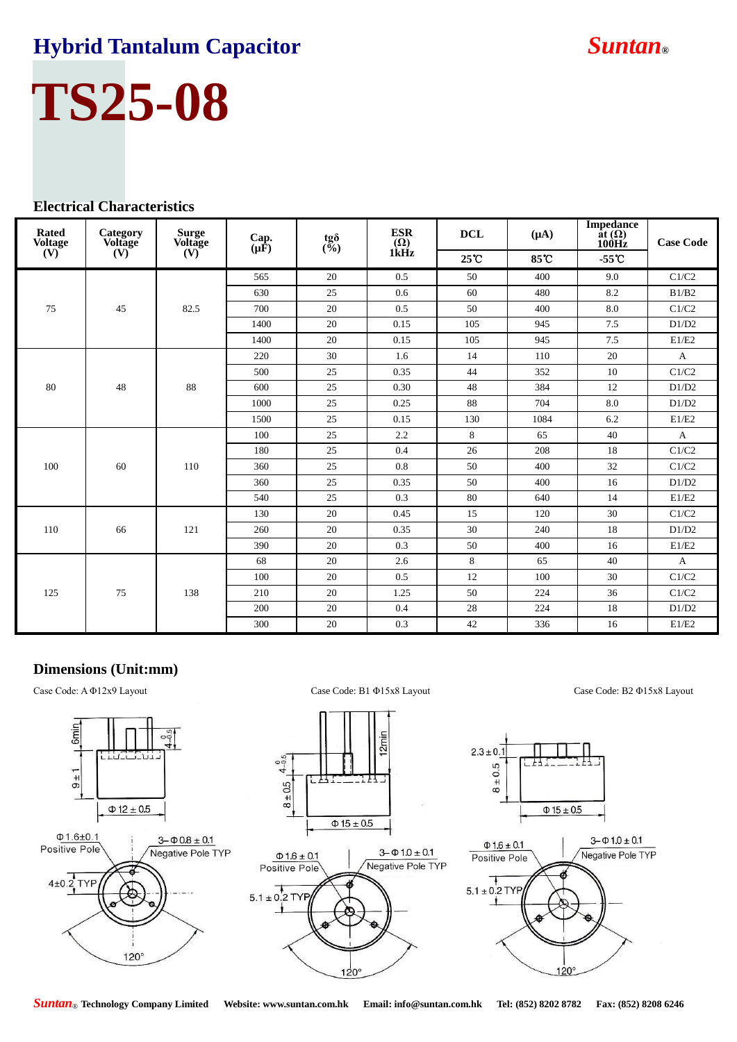# Hybrid Tantalum Capacitor

***Suntan***®

# TS25-08

## Electrical Characteristics

| Rated Voltage (V) | Category Voltage (V) | Surge Voltage (V) | Cap. (μF) | tgδ (%) | ESR (Ω) 1kHz | DCL | (μA) | Impedance at (Ω) 100Hz | Case Code |
|---|---|---|---|---|---|---|---|---|---|
| | | | | | | 25℃ | 85℃ | -55℃ | |
| 75 | 45 | 82.5 | 565 | 20 | 0.5 | 50 | 400 | 9.0 | C1/C2 |
| | | | 630 | 25 | 0.6 | 60 | 480 | 8.2 | B1/B2 |
| | | | 700 | 20 | 0.5 | 50 | 400 | 8.0 | C1/C2 |
| | | | 1400 | 20 | 0.15 | 105 | 945 | 7.5 | D1/D2 |
| | | | 1400 | 20 | 0.15 | 105 | 945 | 7.5 | E1/E2 |
| 80 | 48 | 88 | 220 | 30 | 1.6 | 14 | 110 | 20 | A |
| | | | 500 | 25 | 0.35 | 44 | 352 | 10 | C1/C2 |
| | | | 600 | 25 | 0.30 | 48 | 384 | 12 | D1/D2 |
| | | | 1000 | 25 | 0.25 | 88 | 704 | 8.0 | D1/D2 |
| | | | 1500 | 25 | 0.15 | 130 | 1084 | 6.2 | E1/E2 |
| 100 | 60 | 110 | 100 | 25 | 2.2 | 8 | 65 | 40 | A |
| | | | 180 | 25 | 0.4 | 26 | 208 | 18 | C1/C2 |
| | | | 360 | 25 | 0.8 | 50 | 400 | 32 | C1/C2 |
| | | | 360 | 25 | 0.35 | 50 | 400 | 16 | D1/D2 |
| | | | 540 | 25 | 0.3 | 80 | 640 | 14 | E1/E2 |
| 110 | 66 | 121 | 130 | 20 | 0.45 | 15 | 120 | 30 | C1/C2 |
| | | | 260 | 20 | 0.35 | 30 | 240 | 18 | D1/D2 |
| | | | 390 | 20 | 0.3 | 50 | 400 | 16 | E1/E2 |
| 125 | 75 | 138 | 68 | 20 | 2.6 | 8 | 65 | 40 | A |
| | | | 100 | 20 | 0.5 | 12 | 100 | 30 | C1/C2 |
| | | | 210 | 20 | 1.25 | 50 | 224 | 36 | C1/C2 |
| | | | 200 | 20 | 0.4 | 28 | 224 | 18 | D1/D2 |
| | | | 300 | 20 | 0.3 | 42 | 336 | 16 | E1/E2 |

## Dimensions (Unit:mm)

Case Code: A Φ12x9 Layout

6min; $4^{0}_{-0.5}$; 9 ± 1; Φ 12 ± 0.5; Φ 1.6±0.1 Positive Pole; 3–Φ 0.8 ± 0.1 Negative Pole TYP; 4±0.2 TYP; 120°

Case Code: B1 Φ15x8 Layout

12min; $4^{0}_{-0.5}$; 8 ± 0.5; Φ 15 ± 0.5; Φ 1.6 ± 0.1 Positive Pole; 3–Φ 1.0 ± 0.1 Negative Pole TYP; 5.1 ± 0.2 TYP; 120°

Case Code: B2 Φ15x8 Layout

2.3 ± 0.1; 8 ± 0.5; Φ 15 ± 0.5; Φ 1.6 ± 0.1 Positive Pole; 3–Φ 1.0 ± 0.1 Negative Pole TYP; 5.1 ± 0.2 TYP; 120°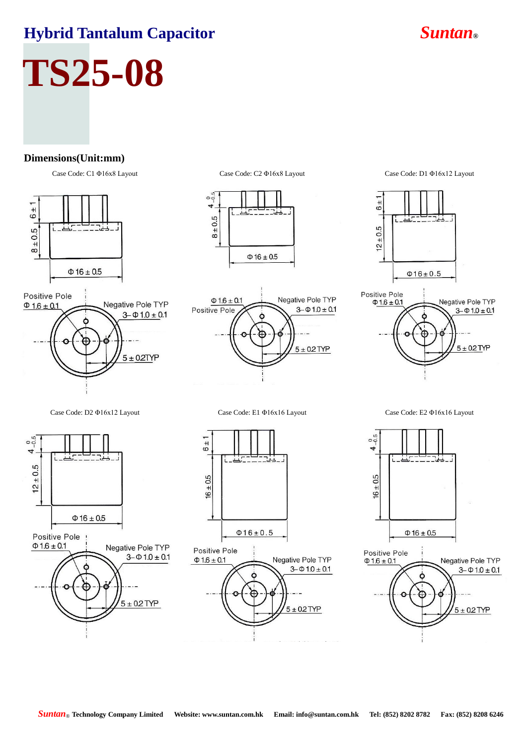# Hybrid Tantalum Capacitor

# TS25-08

## Dimensions(Unit:mm)

Case Code: C1 Φ16x8 Layout

6 ± 1
8 ± 0.5
Φ 16 ± 0.5
Positive Pole
Φ 1.6 ± 0.1
Negative Pole TYP
3- Φ 1.0 ± 0.1
5 ± 0.2TYP

Case Code: C2 Φ16x8 Layout

4 $^{0}_{-0.5}$
8 ± 0.5
Φ 16 ± 0.5
Φ 1.6 ± 0.1
Positive Pole
Negative Pole TYP
3- Φ 1.0 ± 0.1
5 ± 0.2 TYP

Case Code: D1 Φ16x12 Layout

6 ± 1
12 ± 0.5
Φ 16 ± 0.5
Positive Pole
Φ 1.6 ± 0.1
Negative Pole TYP
3- Φ 1.0 ± 0.1
5 ± 0.2 TYP

Case Code: D2 Φ16x12 Layout

4 $^{0}_{-0.5}$
12 ± 0.5
Φ 16 ± 0.5
Positive Pole
Φ 1.6 ± 0.1
Negative Pole TYP
3- Φ 1.0 ± 0.1
5 ± 0.2 TYP

Case Code: E1 Φ16x16 Layout

6 ± 1
16 ± 0.5
Φ 16 ± 0.5
Positive Pole
Φ 1.6 ± 0.1
Negative Pole TYP
3- Φ 1.0 ± 0.1
5 ± 0.2 TYP

Case Code: E2 Φ16x16 Layout

4 $^{0}_{-0.5}$
16 ± 0.5
Φ 16 ± 0.5
Positive Pole
Φ 1.6 ± 0.1
Negative Pole TYP
3- Φ 1.0 ± 0.1
5 ± 0.2 TYP

Suntan® Technology Company Limited Website: www.suntan.com.hk Email: info@suntan.com.hk Tel: (852) 8202 8782 Fax: (852) 8208 6246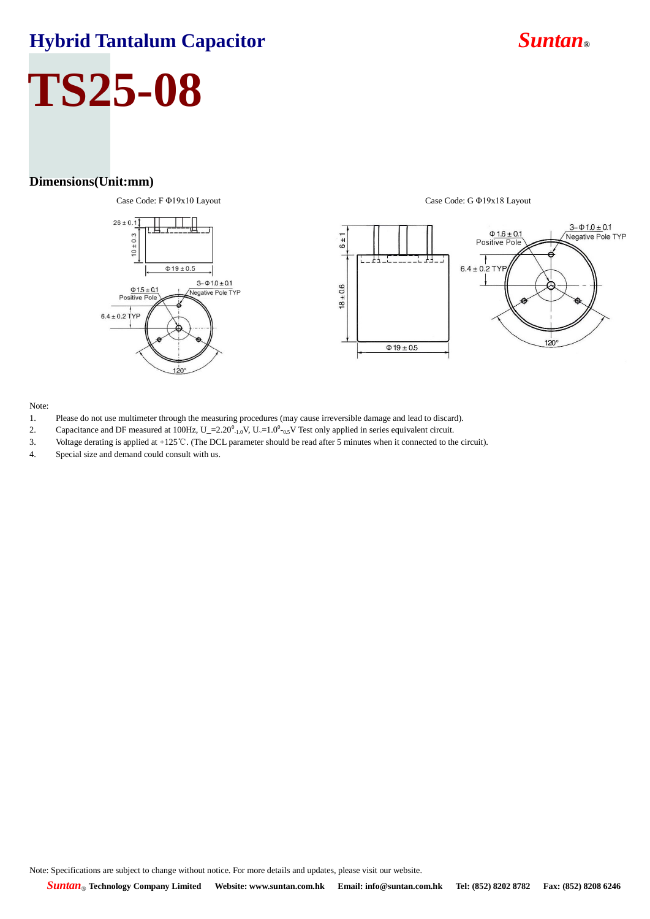# Hybrid Tantalum Capacitor

*Suntan*®

# TS25-08

## Dimensions(Unit:mm)

Case Code: F Φ19x10 Layout

26 ± 0.1

10 ± 0.3

Φ19 ± 0.5

Φ1.5 ± 0.1
Positive Pole

3- Φ1.0 ± 0.1
Negative Pole TYP

6.4 ± 0.2 TYP

120°

Case Code: G Φ19x18 Layout

6 ± 1

18 ± 0.6

Φ19 ± 0.5

Φ1.6 ± 0.1
Positive Pole

3- Φ1.0 ± 0.1
Negative Pole TYP

6.4 ± 0.2 TYP

120°

Note:

1. Please do not use multimeter through the measuring procedures (may cause irreversible damage and lead to discard).
2. Capacitance and DF measured at 100Hz, $U_{=}=2.2{0^{0}}_{-1.0}$V, $U_{\sim}=1.0^{0}{}_{-0.5}$V Test only applied in series equivalent circuit.
3. Voltage derating is applied at +125℃. (The DCL parameter should be read after 5 minutes when it connected to the circuit).
4. Special size and demand could consult with us.

Note: Specifications are subject to change without notice. For more details and updates, please visit our website.

*Suntan*® **Technology Company Limited** **Website: www.suntan.com.hk** **Email: info@suntan.com.hk** **Tel: (852) 8202 8782** **Fax: (852) 8208 6246**